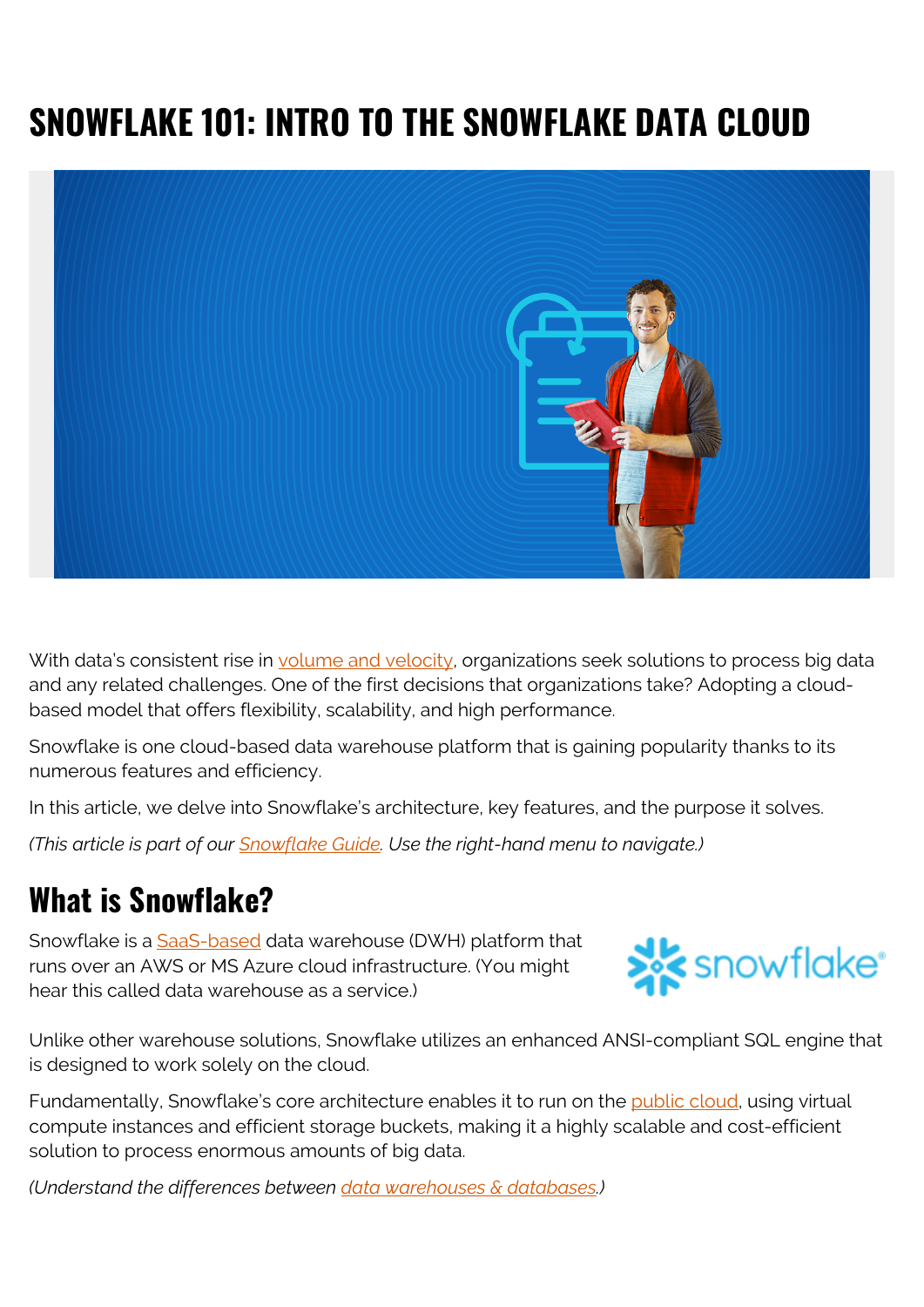# SNOWFLAKE 101: INTRO TO THE SNOWFLAKE DATA CLOUD

With data's consistent rise in volume and velocity, organizations seek solutions to process big data and any related challenges. One of the first decisions that organizations take? Adopting a cloud-based model that offers flexibility, scalability, and high performance.

Snowflake is one cloud-based data warehouse platform that is gaining popularity thanks to its numerous features and efficiency.

In this article, we delve into Snowflake's architecture, key features, and the purpose it solves.

*(This article is part of our Snowflake Guide. Use the right-hand menu to navigate.)*

## What is Snowflake?

Snowflake is a SaaS-based data warehouse (DWH) platform that runs over an AWS or MS Azure cloud infrastructure. (You might hear this called data warehouse as a service.)

Unlike other warehouse solutions, Snowflake utilizes an enhanced ANSI-compliant SQL engine that is designed to work solely on the cloud.

Fundamentally, Snowflake's core architecture enables it to run on the public cloud, using virtual compute instances and efficient storage buckets, making it a highly scalable and cost-efficient solution to process enormous amounts of big data.

*(Understand the differences between data warehouses & databases.)*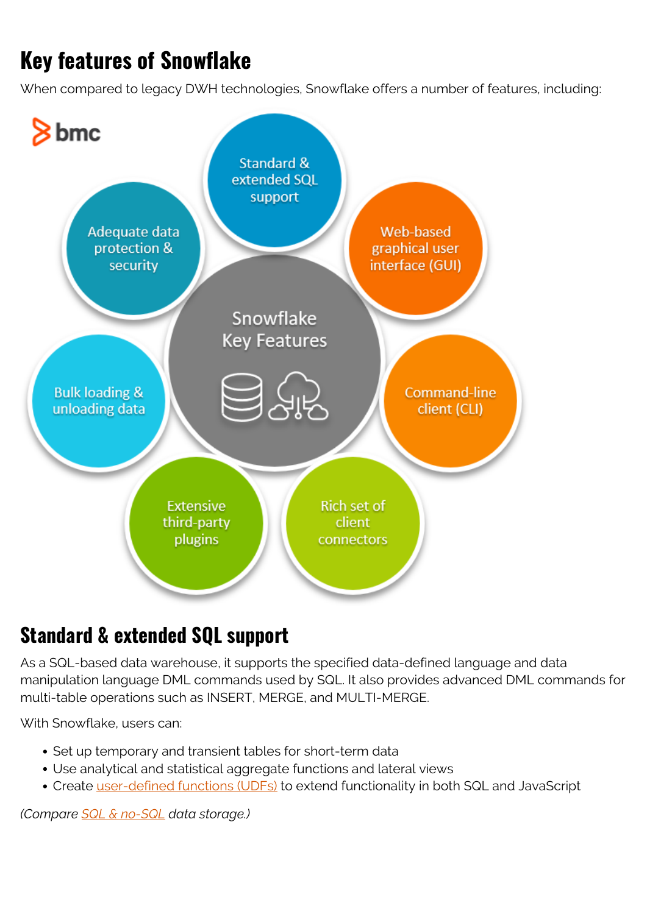## Key features of Snowflake

When compared to legacy DWH technologies, Snowflake offers a number of features, including:

- Standard & extended SQL support
- Web-based graphical user interface (GUI)
- Command-line client (CLI)
- Rich set of client connectors
- Extensive third-party plugins
- Bulk loading & unloading data
- Adequate data protection & security

## Standard & extended SQL support

As a SQL-based data warehouse, it supports the specified data-defined language and data manipulation language DML commands used by SQL. It also provides advanced DML commands for multi-table operations such as INSERT, MERGE, and MULTI-MERGE.

With Snowflake, users can:

- Set up temporary and transient tables for short-term data
- Use analytical and statistical aggregate functions and lateral views
- Create user-defined functions (UDFs) to extend functionality in both SQL and JavaScript

*(Compare SQL & no-SQL data storage.)*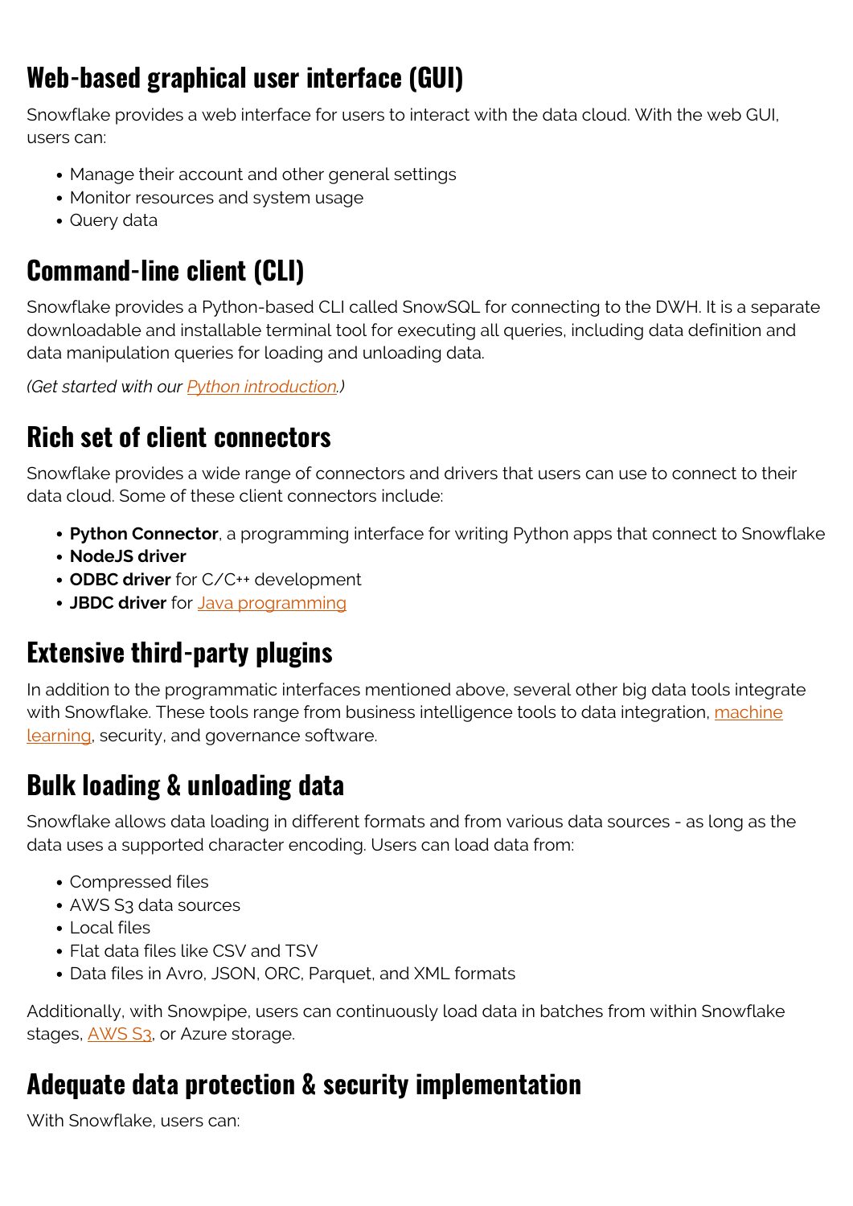## Web-based graphical user interface (GUI)

Snowflake provides a web interface for users to interact with the data cloud. With the web GUI, users can:

- Manage their account and other general settings
- Monitor resources and system usage
- Query data

## Command-line client (CLI)

Snowflake provides a Python-based CLI called SnowSQL for connecting to the DWH. It is a separate downloadable and installable terminal tool for executing all queries, including data definition and data manipulation queries for loading and unloading data.

*(Get started with our [Python introduction](#).)*

## Rich set of client connectors

Snowflake provides a wide range of connectors and drivers that users can use to connect to their data cloud. Some of these client connectors include:

- **Python Connector**, a programming interface for writing Python apps that connect to Snowflake
- **NodeJS driver**
- **ODBC driver** for C/C++ development
- **JBDC driver** for [Java programming](#)

## Extensive third-party plugins

In addition to the programmatic interfaces mentioned above, several other big data tools integrate with Snowflake. These tools range from business intelligence tools to data integration, [machine learning](#), security, and governance software.

## Bulk loading & unloading data

Snowflake allows data loading in different formats and from various data sources - as long as the data uses a supported character encoding. Users can load data from:

- Compressed files
- AWS S3 data sources
- Local files
- Flat data files like CSV and TSV
- Data files in Avro, JSON, ORC, Parquet, and XML formats

Additionally, with Snowpipe, users can continuously load data in batches from within Snowflake stages, [AWS S3](#), or Azure storage.

## Adequate data protection & security implementation

With Snowflake, users can: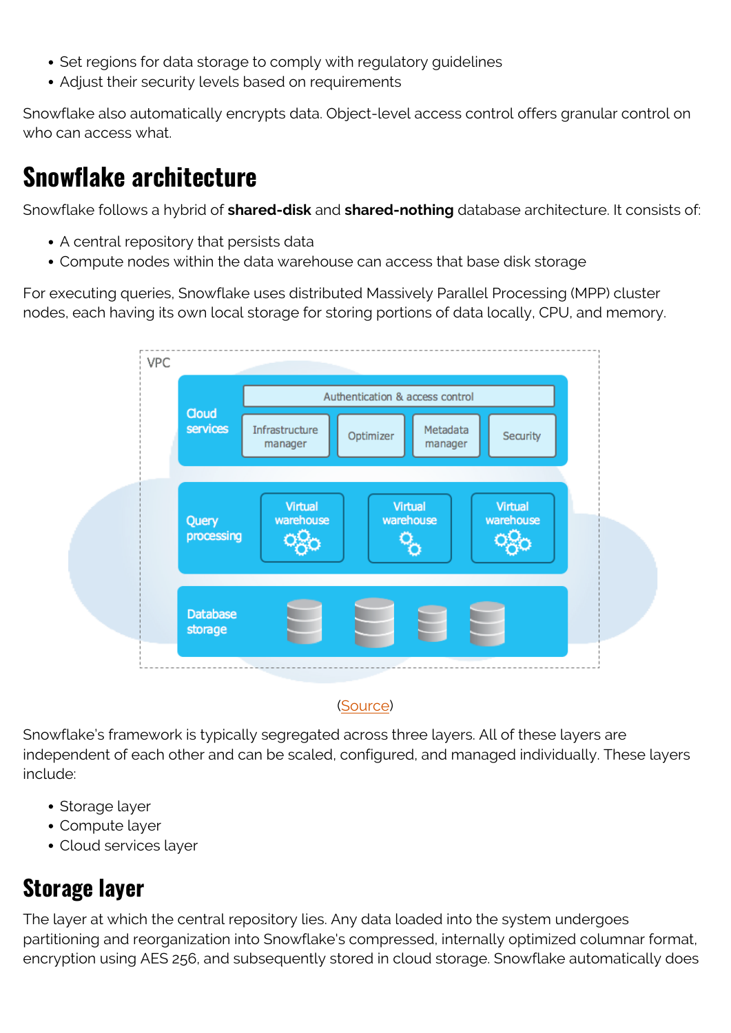- Set regions for data storage to comply with regulatory guidelines
- Adjust their security levels based on requirements

Snowflake also automatically encrypts data. Object-level access control offers granular control on who can access what.

## Snowflake architecture

Snowflake follows a hybrid of **shared-disk** and **shared-nothing** database architecture. It consists of:

- A central repository that persists data
- Compute nodes within the data warehouse can access that base disk storage

For executing queries, Snowflake uses distributed Massively Parallel Processing (MPP) cluster nodes, each having its own local storage for storing portions of data locally, CPU, and memory.

(Source)

Snowflake's framework is typically segregated across three layers. All of these layers are independent of each other and can be scaled, configured, and managed individually. These layers include:

- Storage layer
- Compute layer
- Cloud services layer

## Storage layer

The layer at which the central repository lies. Any data loaded into the system undergoes partitioning and reorganization into Snowflake's compressed, internally optimized columnar format, encryption using AES 256, and subsequently stored in cloud storage. Snowflake automatically does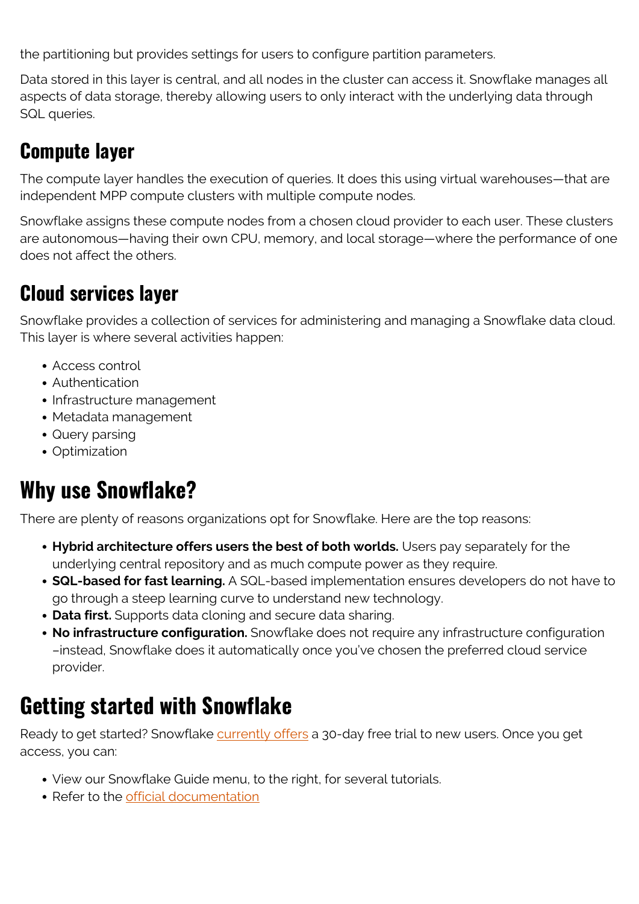the partitioning but provides settings for users to configure partition parameters.

Data stored in this layer is central, and all nodes in the cluster can access it. Snowflake manages all aspects of data storage, thereby allowing users to only interact with the underlying data through SQL queries.

## Compute layer

The compute layer handles the execution of queries. It does this using virtual warehouses—that are independent MPP compute clusters with multiple compute nodes.

Snowflake assigns these compute nodes from a chosen cloud provider to each user. These clusters are autonomous—having their own CPU, memory, and local storage—where the performance of one does not affect the others.

## Cloud services layer

Snowflake provides a collection of services for administering and managing a Snowflake data cloud. This layer is where several activities happen:

- Access control
- Authentication
- Infrastructure management
- Metadata management
- Query parsing
- Optimization

# Why use Snowflake?

There are plenty of reasons organizations opt for Snowflake. Here are the top reasons:

- **Hybrid architecture offers users the best of both worlds.** Users pay separately for the underlying central repository and as much compute power as they require.
- **SQL-based for fast learning.** A SQL-based implementation ensures developers do not have to go through a steep learning curve to understand new technology.
- **Data first.** Supports data cloning and secure data sharing.
- **No infrastructure configuration.** Snowflake does not require any infrastructure configuration –instead, Snowflake does it automatically once you've chosen the preferred cloud service provider.

# Getting started with Snowflake

Ready to get started? Snowflake currently offers a 30-day free trial to new users. Once you get access, you can:

- View our Snowflake Guide menu, to the right, for several tutorials.
- Refer to the official documentation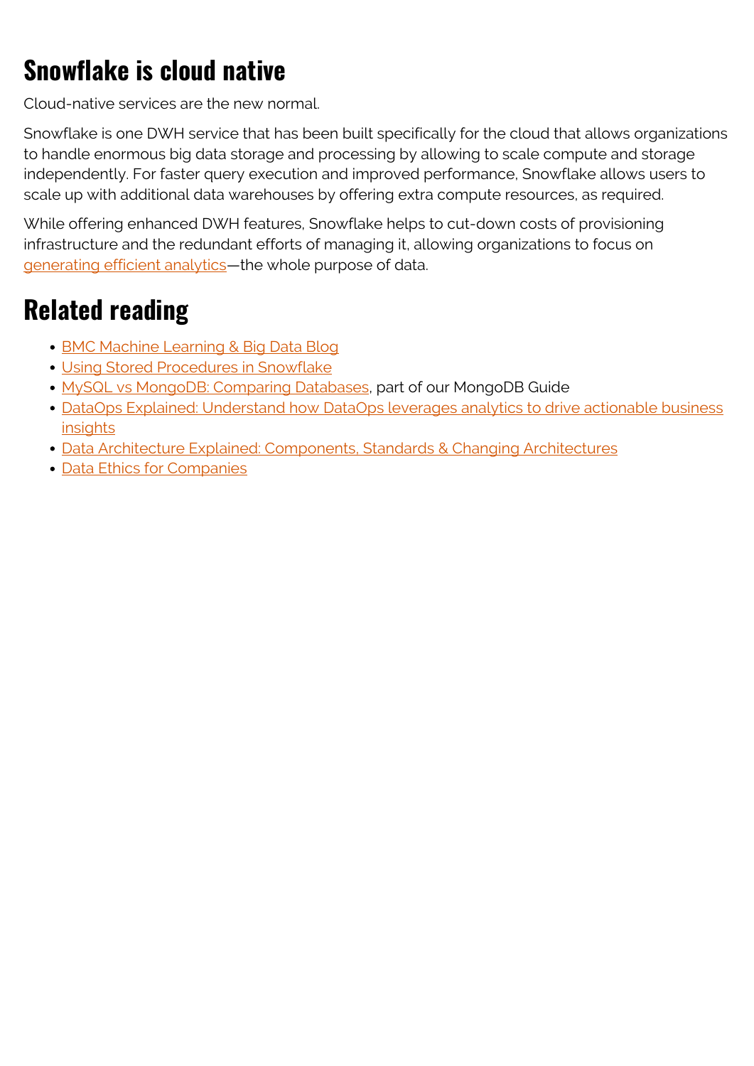## Snowflake is cloud native

Cloud-native services are the new normal.

Snowflake is one DWH service that has been built specifically for the cloud that allows organizations to handle enormous big data storage and processing by allowing to scale compute and storage independently. For faster query execution and improved performance, Snowflake allows users to scale up with additional data warehouses by offering extra compute resources, as required.

While offering enhanced DWH features, Snowflake helps to cut-down costs of provisioning infrastructure and the redundant efforts of managing it, allowing organizations to focus on generating efficient analytics—the whole purpose of data.

## Related reading

- BMC Machine Learning & Big Data Blog
- Using Stored Procedures in Snowflake
- MySQL vs MongoDB: Comparing Databases, part of our MongoDB Guide
- DataOps Explained: Understand how DataOps leverages analytics to drive actionable business insights
- Data Architecture Explained: Components, Standards & Changing Architectures
- Data Ethics for Companies